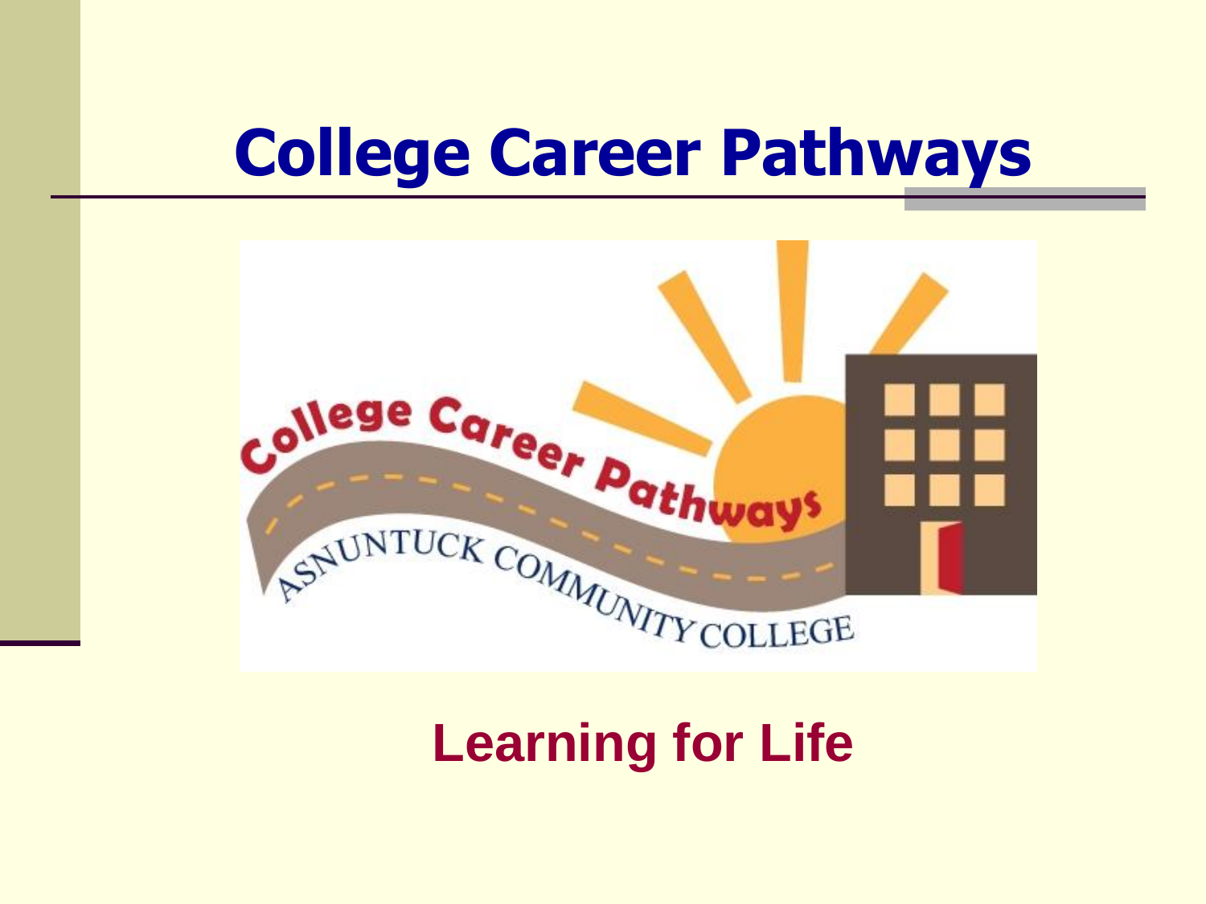# College Career Pathways

College Career Pathways

ASNUNTUCK COMMUNITY COLLEGE

## Learning for Life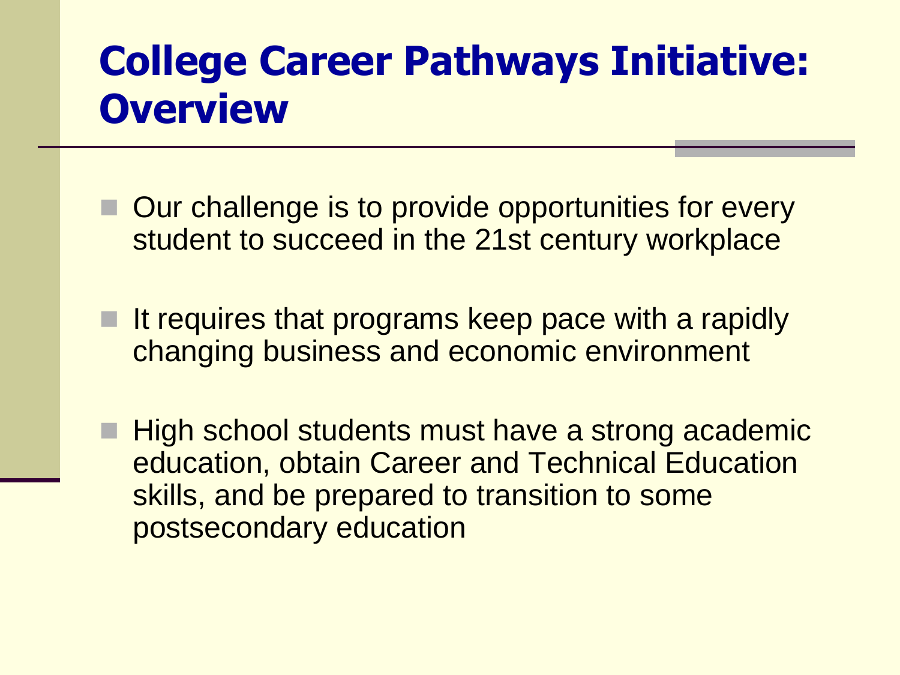# College Career Pathways Initiative: Overview

- Our challenge is to provide opportunities for every student to succeed in the 21st century workplace
- It requires that programs keep pace with a rapidly changing business and economic environment
- High school students must have a strong academic education, obtain Career and Technical Education skills, and be prepared to transition to some postsecondary education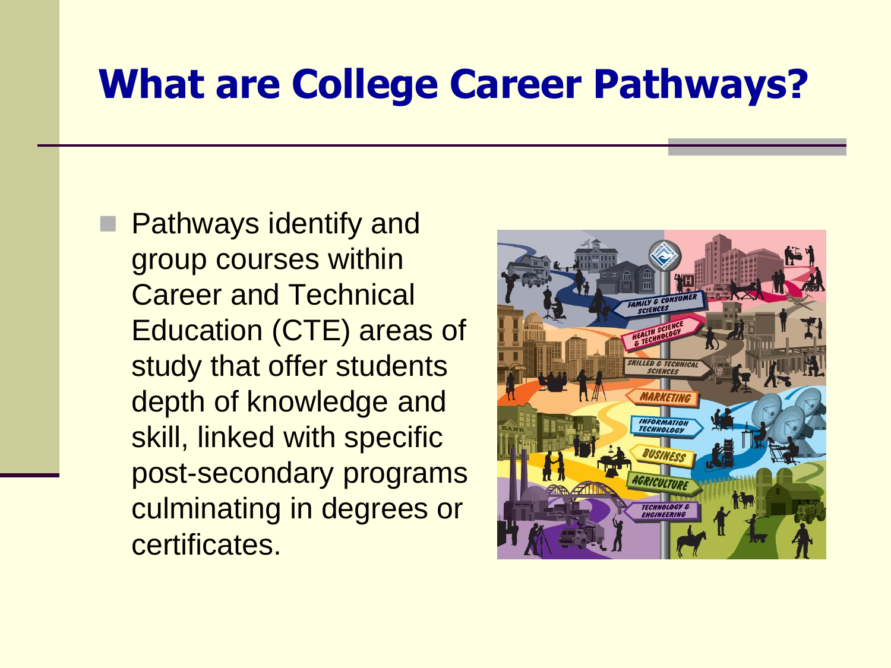# What are College Career Pathways?

- Pathways identify and group courses within Career and Technical Education (CTE) areas of study that offer students depth of knowledge and skill, linked with specific post-secondary programs culminating in degrees or certificates.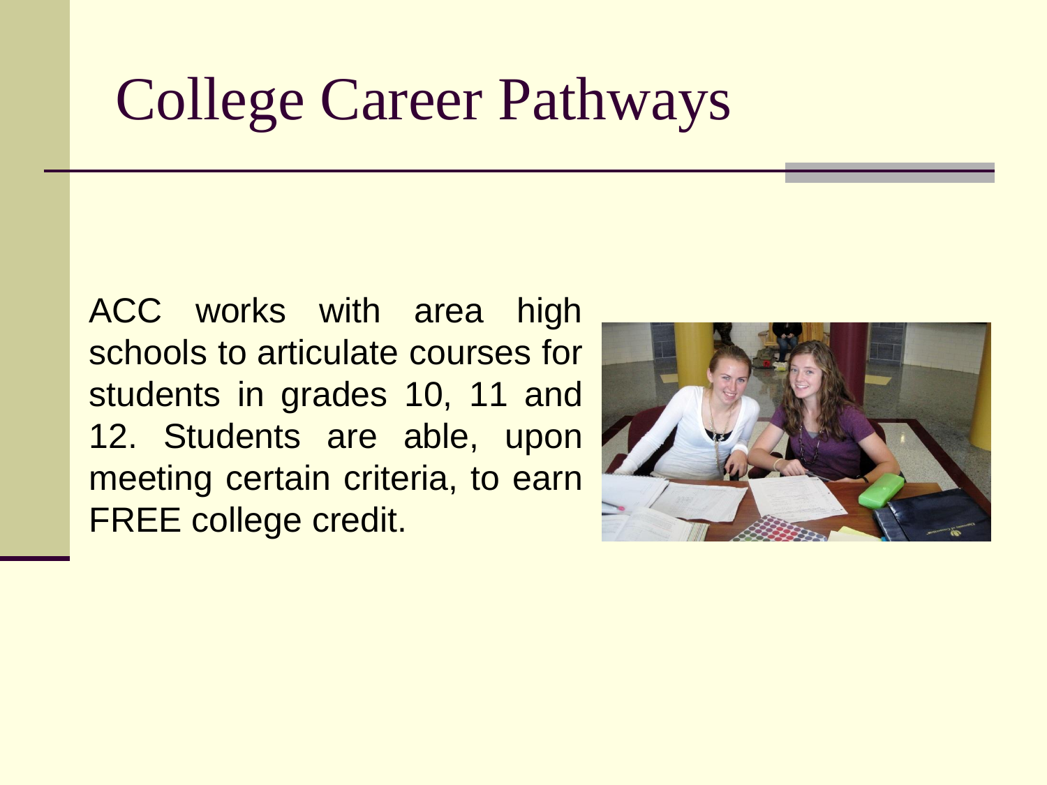# College Career Pathways

ACC works with area high schools to articulate courses for students in grades 10, 11 and 12. Students are able, upon meeting certain criteria, to earn FREE college credit.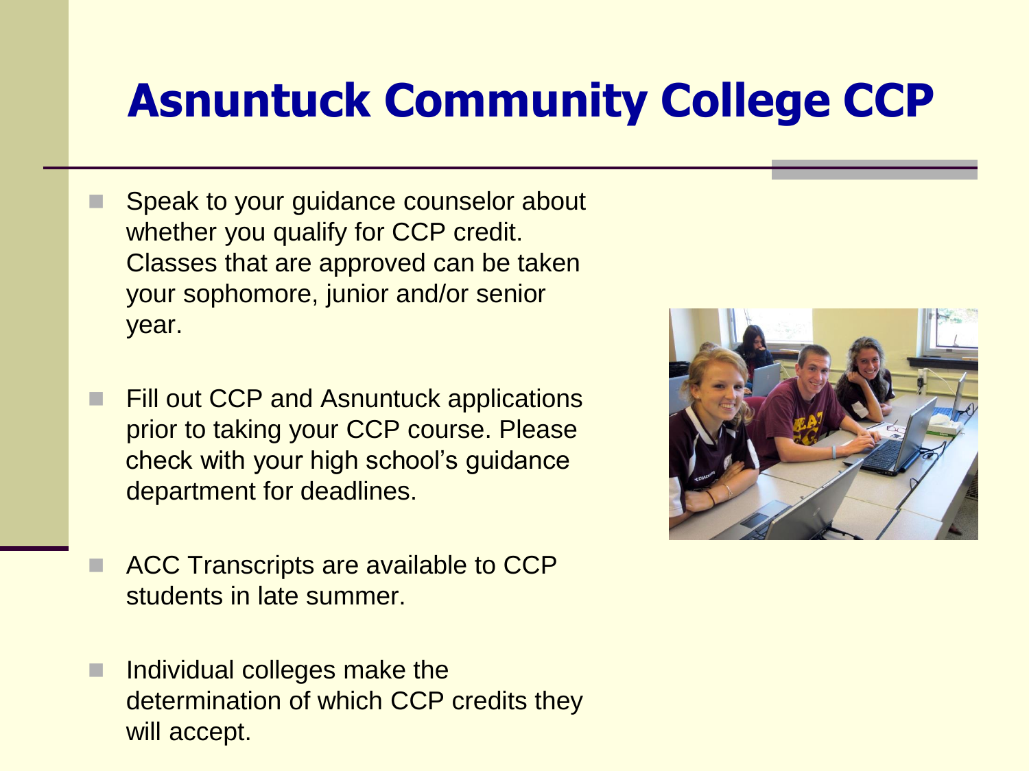# Asnuntuck Community College CCP

- Speak to your guidance counselor about whether you qualify for CCP credit. Classes that are approved can be taken your sophomore, junior and/or senior year.
- Fill out CCP and Asnuntuck applications prior to taking your CCP course. Please check with your high school's guidance department for deadlines.
- ACC Transcripts are available to CCP students in late summer.
- Individual colleges make the determination of which CCP credits they will accept.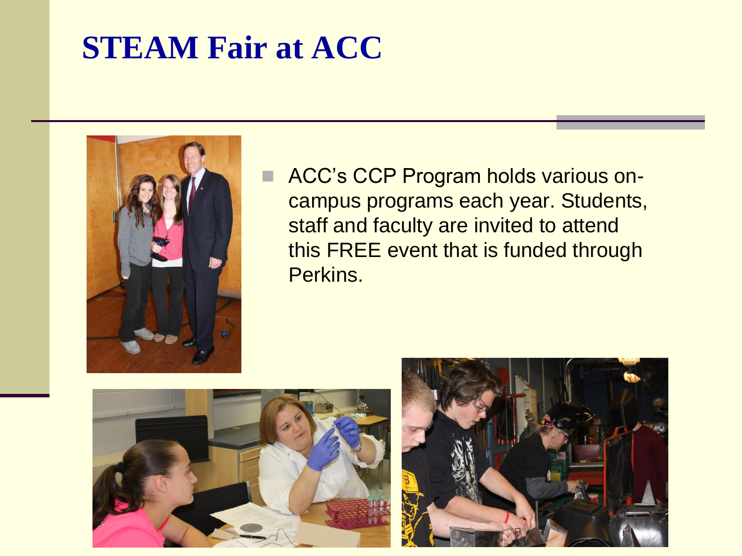# STEAM Fair at ACC

- ACC's CCP Program holds various on-campus programs each year. Students, staff and faculty are invited to attend this FREE event that is funded through Perkins.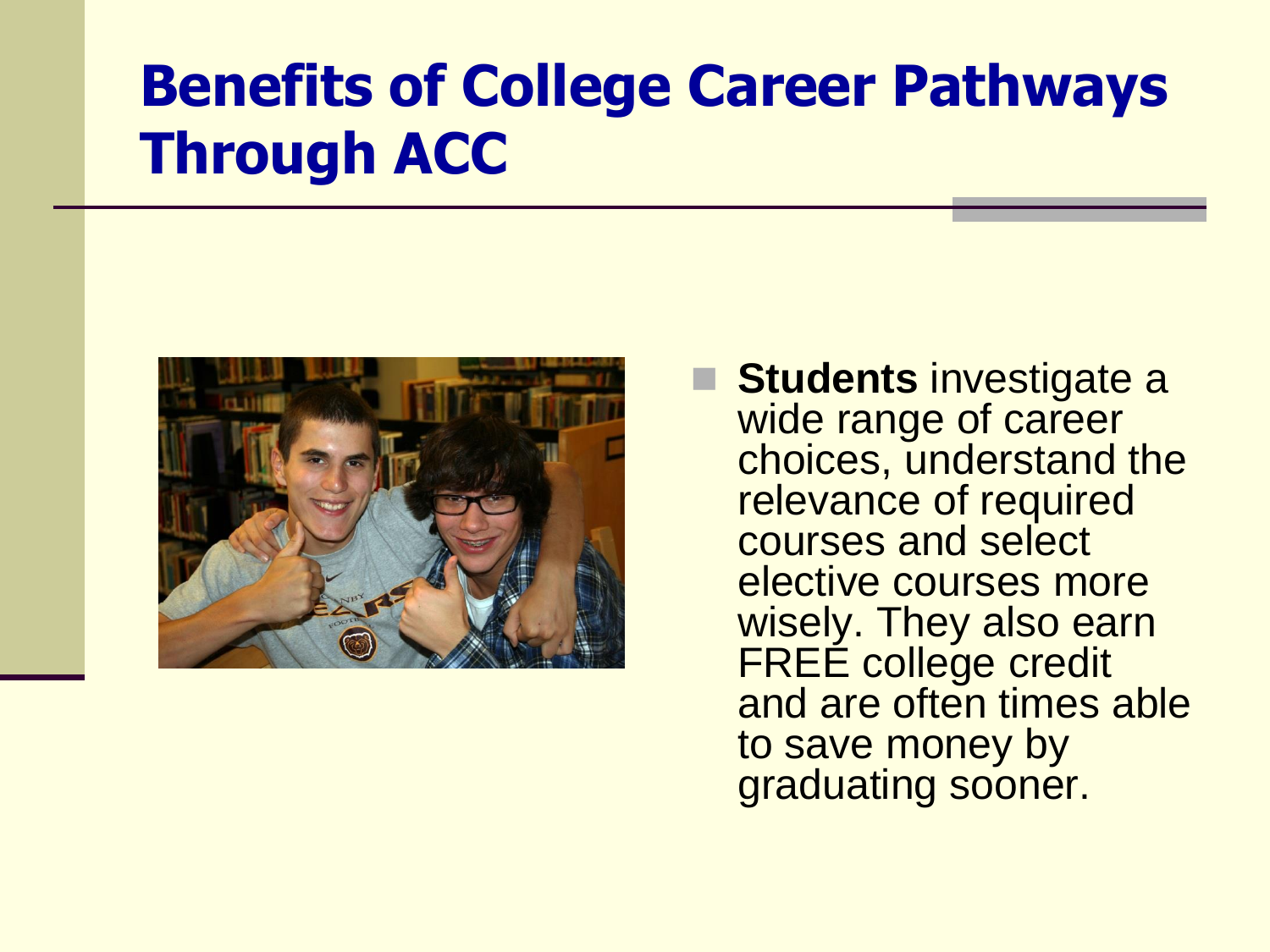# Benefits of College Career Pathways Through ACC

- **Students** investigate a wide range of career choices, understand the relevance of required courses and select elective courses more wisely. They also earn FREE college credit and are often times able to save money by graduating sooner.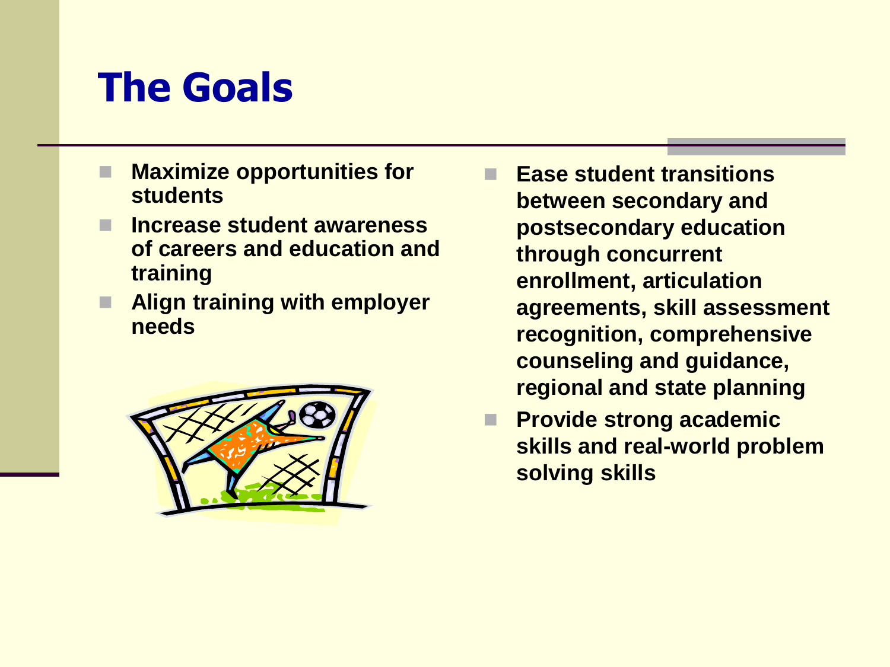# The Goals

- **Maximize opportunities for students**
- **Increase student awareness of careers and education and training**
- **Align training with employer needs**
- **Ease student transitions between secondary and postsecondary education through concurrent enrollment, articulation agreements, skill assessment recognition, comprehensive counseling and guidance, regional and state planning**
- **Provide strong academic skills and real-world problem solving skills**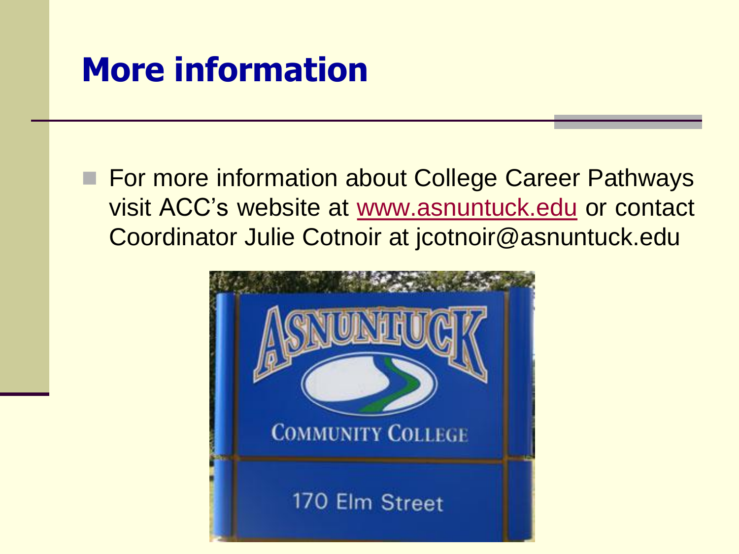# More information

- For more information about College Career Pathways visit ACC's website at www.asnuntuck.edu or contact Coordinator Julie Cotnoir at jcotnoir@asnuntuck.edu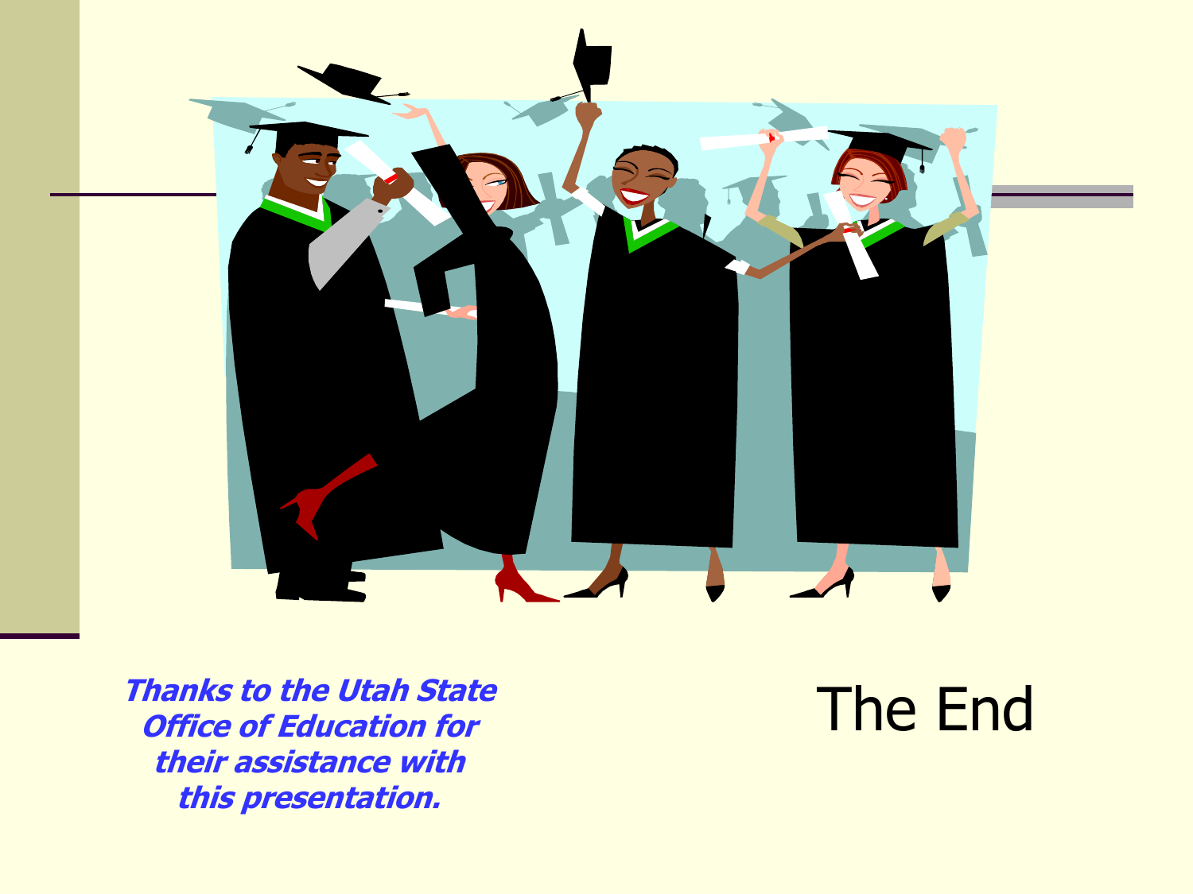***Thanks to the Utah State Office of Education for their assistance with this presentation.***

The End